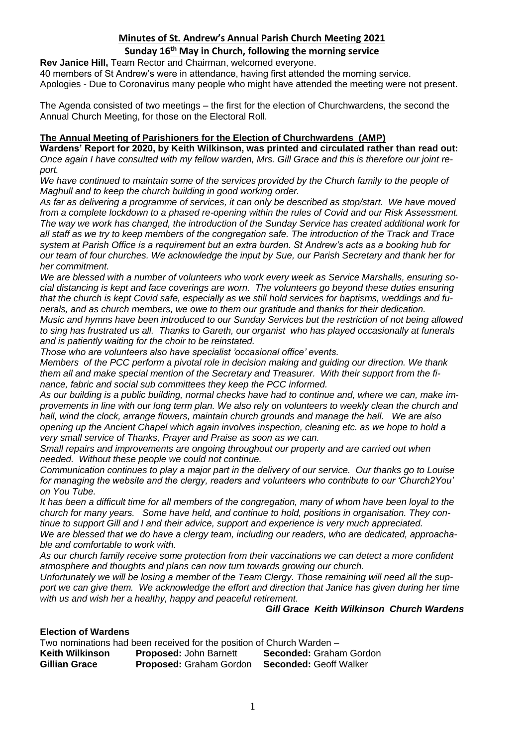# Minutes of St. Andrew's Annual Parish Church Meeting 2021

## Sunday 16th May in Church, following the morning service

**Rev Janice Hill,** Team Rector and Chairman, welcomed everyone.

40 members of St Andrew's were in attendance, having first attended the morning service.

Apologies - Due to Coronavirus many people who might have attended the meeting were not present.

The Agenda consisted of two meetings – the first for the election of Churchwardens, the second the Annual Church Meeting, for those on the Electoral Roll.

### The Annual Meeting of Parishioners for the Election of Churchwardens (AMP)

**Wardens' Report for 2020, by Keith Wilkinson, was printed and circulated rather than read out:**

*Once again I have consulted with my fellow warden, Mrs. Gill Grace and this is therefore our joint report.*

*We have continued to maintain some of the services provided by the Church family to the people of Maghull and to keep the church building in good working order.*

*As far as delivering a programme of services, it can only be described as stop/start. We have moved from a complete lockdown to a phased re-opening within the rules of Covid and our Risk Assessment. The way we work has changed, the introduction of the Sunday Service has created additional work for all staff as we try to keep members of the congregation safe. The introduction of the Track and Trace system at Parish Office is a requirement but an extra burden. St Andrew's acts as a booking hub for our team of four churches. We acknowledge the input by Sue, our Parish Secretary and thank her for her commitment.*

*We are blessed with a number of volunteers who work every week as Service Marshalls, ensuring social distancing is kept and face coverings are worn. The volunteers go beyond these duties ensuring that the church is kept Covid safe, especially as we still hold services for baptisms, weddings and funerals, and as church members, we owe to them our gratitude and thanks for their dedication.*

*Music and hymns have been introduced to our Sunday Services but the restriction of not being allowed to sing has frustrated us all. Thanks to Gareth, our organist who has played occasionally at funerals and is patiently waiting for the choir to be reinstated.*

*Those who are volunteers also have specialist 'occasional office' events.*

*Members of the PCC perform a pivotal role in decision making and guiding our direction. We thank them all and make special mention of the Secretary and Treasurer. With their support from the finance, fabric and social sub committees they keep the PCC informed.*

*As our building is a public building, normal checks have had to continue and, where we can, make improvements in line with our long term plan. We also rely on volunteers to weekly clean the church and hall, wind the clock, arrange flowers, maintain church grounds and manage the hall. We are also opening up the Ancient Chapel which again involves inspection, cleaning etc. as we hope to hold a very small service of Thanks, Prayer and Praise as soon as we can.*

*Small repairs and improvements are ongoing throughout our property and are carried out when needed. Without these people we could not continue.*

*Communication continues to play a major part in the delivery of our service. Our thanks go to Louise for managing the website and the clergy, readers and volunteers who contribute to our 'Church2You' on You Tube.*

*It has been a difficult time for all members of the congregation, many of whom have been loyal to the church for many years. Some have held, and continue to hold, positions in organisation. They continue to support Gill and I and their advice, support and experience is very much appreciated.*

*We are blessed that we do have a clergy team, including our readers, who are dedicated, approachable and comfortable to work with.*

*As our church family receive some protection from their vaccinations we can detect a more confident atmosphere and thoughts and plans can now turn towards growing our church.*

*Unfortunately we will be losing a member of the Team Clergy. Those remaining will need all the support we can give them. We acknowledge the effort and direction that Janice has given during her time with us and wish her a healthy, happy and peaceful retirement.*

***Gill Grace Keith Wilkinson Church Wardens***

### Election of Wardens

Two nominations had been received for the position of Church Warden –

| | | |
|---|---|---|
| **Keith Wilkinson** | **Proposed:** John Barnett | **Seconded:** Graham Gordon |
| **Gillian Grace** | **Proposed:** Graham Gordon | **Seconded:** Geoff Walker |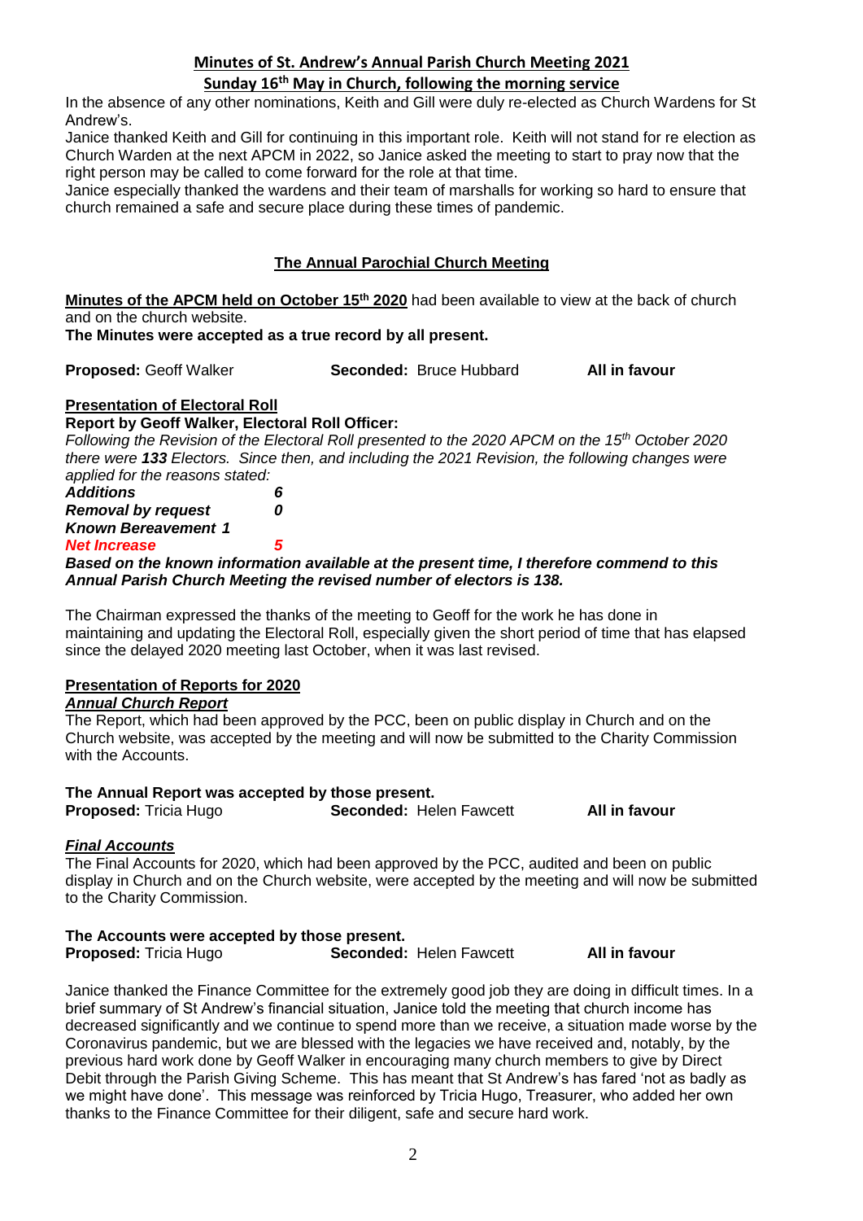**Minutes of St. Andrew's Annual Parish Church Meeting 2021**

**Sunday 16th May in Church, following the morning service**

In the absence of any other nominations, Keith and Gill were duly re-elected as Church Wardens for St Andrew's.

Janice thanked Keith and Gill for continuing in this important role. Keith will not stand for re election as Church Warden at the next APCM in 2022, so Janice asked the meeting to start to pray now that the right person may be called to come forward for the role at that time.

Janice especially thanked the wardens and their team of marshalls for working so hard to ensure that church remained a safe and secure place during these times of pandemic.

## The Annual Parochial Church Meeting

**Minutes of the APCM held on October 15th 2020** had been available to view at the back of church and on the church website.

**The Minutes were accepted as a true record by all present.**

**Proposed:** Geoff Walker **Seconded:** Bruce Hubbard **All in favour**

### Presentation of Electoral Roll

**Report by Geoff Walker, Electoral Roll Officer:**

*Following the Revision of the Electoral Roll presented to the 2020 APCM on the 15th October 2020 there were* ***133*** *Electors. Since then, and including the 2021 Revision, the following changes were applied for the reasons stated:*

***Additions 6***
***Removal by request 0***
***Known Bereavement 1***
***Net Increase 5***

***Based on the known information available at the present time, I therefore commend to this Annual Parish Church Meeting the revised number of electors is 138.***

The Chairman expressed the thanks of the meeting to Geoff for the work he has done in maintaining and updating the Electoral Roll, especially given the short period of time that has elapsed since the delayed 2020 meeting last October, when it was last revised.

### Presentation of Reports for 2020

***Annual Church Report***

The Report, which had been approved by the PCC, been on public display in Church and on the Church website, was accepted by the meeting and will now be submitted to the Charity Commission with the Accounts.

**The Annual Report was accepted by those present.**

**Proposed:** Tricia Hugo **Seconded:** Helen Fawcett **All in favour**

***Final Accounts***

The Final Accounts for 2020, which had been approved by the PCC, audited and been on public display in Church and on the Church website, were accepted by the meeting and will now be submitted to the Charity Commission.

**The Accounts were accepted by those present.**

**Proposed:** Tricia Hugo **Seconded:** Helen Fawcett **All in favour**

Janice thanked the Finance Committee for the extremely good job they are doing in difficult times. In a brief summary of St Andrew's financial situation, Janice told the meeting that church income has decreased significantly and we continue to spend more than we receive, a situation made worse by the Coronavirus pandemic, but we are blessed with the legacies we have received and, notably, by the previous hard work done by Geoff Walker in encouraging many church members to give by Direct Debit through the Parish Giving Scheme. This has meant that St Andrew's has fared 'not as badly as we might have done'. This message was reinforced by Tricia Hugo, Treasurer, who added her own thanks to the Finance Committee for their diligent, safe and secure hard work.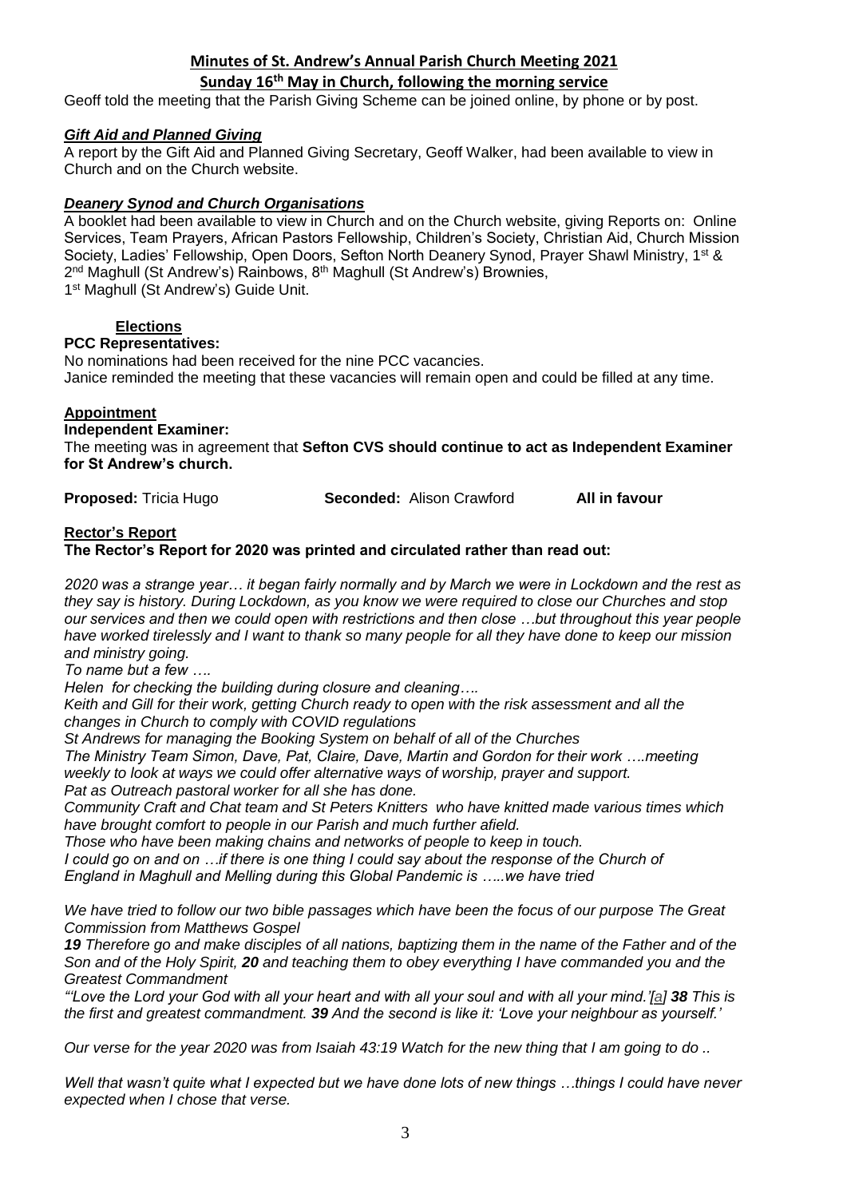## Minutes of St. Andrew's Annual Parish Church Meeting 2021

## Sunday 16th May in Church, following the morning service

Geoff told the meeting that the Parish Giving Scheme can be joined online, by phone or by post.

### *Gift Aid and Planned Giving*

A report by the Gift Aid and Planned Giving Secretary, Geoff Walker, had been available to view in Church and on the Church website.

### *Deanery Synod and Church Organisations*

A booklet had been available to view in Church and on the Church website, giving Reports on: Online Services, Team Prayers, African Pastors Fellowship, Children's Society, Christian Aid, Church Mission Society, Ladies' Fellowship, Open Doors, Sefton North Deanery Synod, Prayer Shawl Ministry, 1st & 2nd Maghull (St Andrew's) Rainbows, 8th Maghull (St Andrew's) Brownies, 1st Maghull (St Andrew's) Guide Unit.

### Elections

**PCC Representatives:**

No nominations had been received for the nine PCC vacancies.
Janice reminded the meeting that these vacancies will remain open and could be filled at any time.

### Appointment

**Independent Examiner:**

The meeting was in agreement that **Sefton CVS should continue to act as Independent Examiner for St Andrew's church.**

**Proposed:** Tricia Hugo **Seconded:** Alison Crawford **All in favour**

### Rector's Report

**The Rector's Report for 2020 was printed and circulated rather than read out:**

*2020 was a strange year… it began fairly normally and by March we were in Lockdown and the rest as they say is history. During Lockdown, as you know we were required to close our Churches and stop our services and then we could open with restrictions and then close …but throughout this year people have worked tirelessly and I want to thank so many people for all they have done to keep our mission and ministry going.*

*To name but a few ….*

*Helen for checking the building during closure and cleaning….*

*Keith and Gill for their work, getting Church ready to open with the risk assessment and all the changes in Church to comply with COVID regulations*

*St Andrews for managing the Booking System on behalf of all of the Churches*

*The Ministry Team Simon, Dave, Pat, Claire, Dave, Martin and Gordon for their work ….meeting weekly to look at ways we could offer alternative ways of worship, prayer and support.*

*Pat as Outreach pastoral worker for all she has done.*

*Community Craft and Chat team and St Peters Knitters who have knitted made various times which have brought comfort to people in our Parish and much further afield.*

*Those who have been making chains and networks of people to keep in touch.*

*I could go on and on …if there is one thing I could say about the response of the Church of England in Maghull and Melling during this Global Pandemic is …..we have tried*

*We have tried to follow our two bible passages which have been the focus of our purpose The Great Commission from Matthews Gospel*

***19** Therefore go and make disciples of all nations, baptizing them in the name of the Father and of the Son and of the Holy Spirit, **20** and teaching them to obey everything I have commanded you and the Greatest Commandment*

*"'Love the Lord your God with all your heart and with all your soul and with all your mind.'[a] **38** This is the first and greatest commandment. **39** And the second is like it: 'Love your neighbour as yourself.'*

*Our verse for the year 2020 was from Isaiah 43:19 Watch for the new thing that I am going to do ..*

*Well that wasn't quite what I expected but we have done lots of new things …things I could have never expected when I chose that verse.*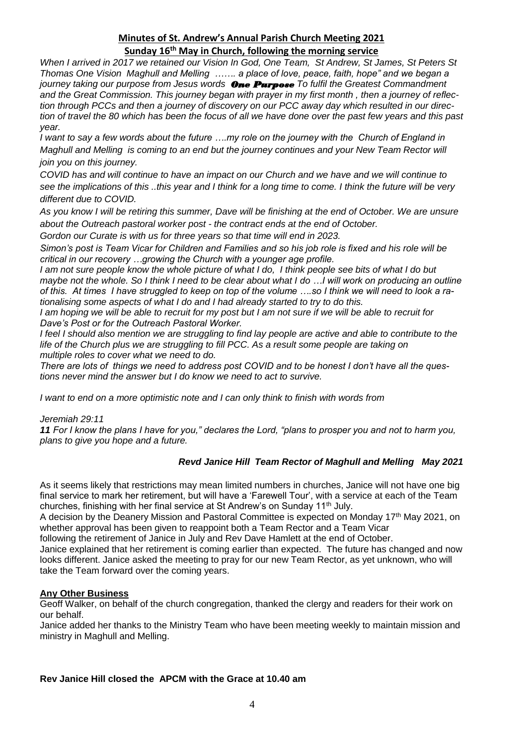**Minutes of St. Andrew's Annual Parish Church Meeting 2021**

**Sunday 16th May in Church, following the morning service**

*When I arrived in 2017 we retained our Vision In God, One Team, St Andrew, St James, St Peters St Thomas One Vision Maghull and Melling ……. a place of love, peace, faith, hope" and we began a journey taking our purpose from Jesus words* ***One Purpose*** *To fulfil the Greatest Commandment and the Great Commission. This journey began with prayer in my first month , then a journey of reflection through PCCs and then a journey of discovery on our PCC away day which resulted in our direction of travel the 80 which has been the focus of all we have done over the past few years and this past year.*

*I want to say a few words about the future ….my role on the journey with the Church of England in Maghull and Melling is coming to an end but the journey continues and your New Team Rector will join you on this journey.*

*COVID has and will continue to have an impact on our Church and we have and we will continue to see the implications of this ..this year and I think for a long time to come. I think the future will be very different due to COVID.*

*As you know I will be retiring this summer, Dave will be finishing at the end of October. We are unsure about the Outreach pastoral worker post - the contract ends at the end of October.*

*Gordon our Curate is with us for three years so that time will end in 2023.*

*Simon's post is Team Vicar for Children and Families and so his job role is fixed and his role will be critical in our recovery …growing the Church with a younger age profile.*

*I am not sure people know the whole picture of what I do, I think people see bits of what I do but maybe not the whole. So I think I need to be clear about what I do …I will work on producing an outline of this. At times I have struggled to keep on top of the volume ….so I think we will need to look a rationalising some aspects of what I do and I had already started to try to do this.*

*I am hoping we will be able to recruit for my post but I am not sure if we will be able to recruit for Dave's Post or for the Outreach Pastoral Worker.*

*I feel I should also mention we are struggling to find lay people are active and able to contribute to the life of the Church plus we are struggling to fill PCC. As a result some people are taking on multiple roles to cover what we need to do.*

*There are lots of things we need to address post COVID and to be honest I don't have all the questions never mind the answer but I do know we need to act to survive.*

*I want to end on a more optimistic note and I can only think to finish with words from*

*Jeremiah 29:11*

***11*** *For I know the plans I have for you," declares the Lord, "plans to prosper you and not to harm you, plans to give you hope and a future.*

***Revd Janice Hill Team Rector of Maghull and Melling May 2021***

As it seems likely that restrictions may mean limited numbers in churches, Janice will not have one big final service to mark her retirement, but will have a 'Farewell Tour', with a service at each of the Team churches, finishing with her final service at St Andrew's on Sunday 11th July.

A decision by the Deanery Mission and Pastoral Committee is expected on Monday 17th May 2021, on whether approval has been given to reappoint both a Team Rector and a Team Vicar following the retirement of Janice in July and Rev Dave Hamlett at the end of October.

Janice explained that her retirement is coming earlier than expected. The future has changed and now looks different. Janice asked the meeting to pray for our new Team Rector, as yet unknown, who will take the Team forward over the coming years.

**Any Other Business**

Geoff Walker, on behalf of the church congregation, thanked the clergy and readers for their work on our behalf.

Janice added her thanks to the Ministry Team who have been meeting weekly to maintain mission and ministry in Maghull and Melling.

**Rev Janice Hill closed the APCM with the Grace at 10.40 am**